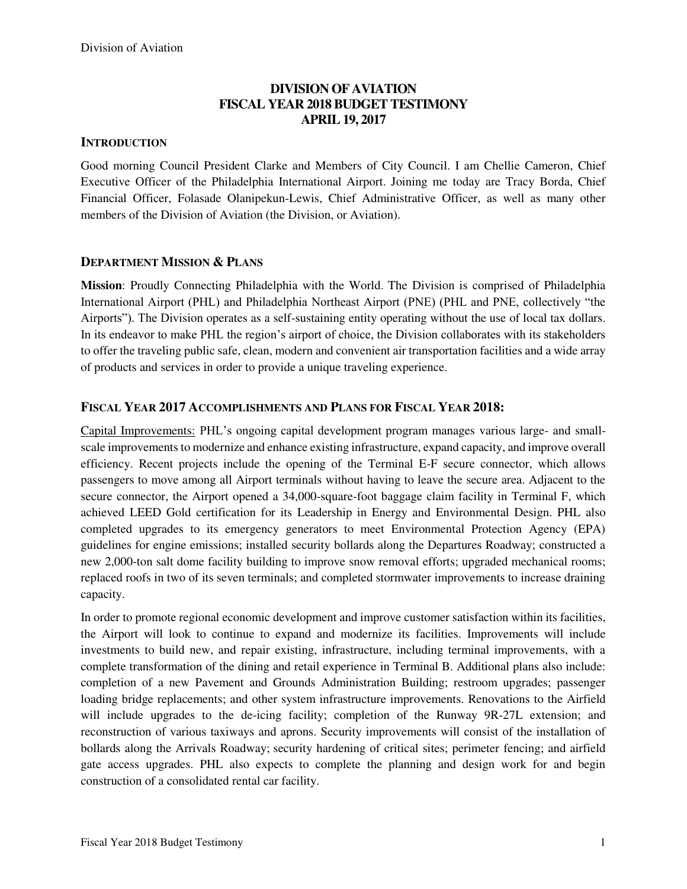# DIVISION OF AVIATION
# FISCAL YEAR 2018 BUDGET TESTIMONY
# APRIL 19, 2017

## INTRODUCTION

Good morning Council President Clarke and Members of City Council. I am Chellie Cameron, Chief Executive Officer of the Philadelphia International Airport. Joining me today are Tracy Borda, Chief Financial Officer, Folasade Olanipekun-Lewis, Chief Administrative Officer, as well as many other members of the Division of Aviation (the Division, or Aviation).

## DEPARTMENT MISSION & PLANS

**Mission**: Proudly Connecting Philadelphia with the World. The Division is comprised of Philadelphia International Airport (PHL) and Philadelphia Northeast Airport (PNE) (PHL and PNE, collectively "the Airports"). The Division operates as a self-sustaining entity operating without the use of local tax dollars. In its endeavor to make PHL the region's airport of choice, the Division collaborates with its stakeholders to offer the traveling public safe, clean, modern and convenient air transportation facilities and a wide array of products and services in order to provide a unique traveling experience.

## FISCAL YEAR 2017 ACCOMPLISHMENTS AND PLANS FOR FISCAL YEAR 2018:

Capital Improvements: PHL's ongoing capital development program manages various large- and small-scale improvements to modernize and enhance existing infrastructure, expand capacity, and improve overall efficiency. Recent projects include the opening of the Terminal E-F secure connector, which allows passengers to move among all Airport terminals without having to leave the secure area. Adjacent to the secure connector, the Airport opened a 34,000-square-foot baggage claim facility in Terminal F, which achieved LEED Gold certification for its Leadership in Energy and Environmental Design. PHL also completed upgrades to its emergency generators to meet Environmental Protection Agency (EPA) guidelines for engine emissions; installed security bollards along the Departures Roadway; constructed a new 2,000-ton salt dome facility building to improve snow removal efforts; upgraded mechanical rooms; replaced roofs in two of its seven terminals; and completed stormwater improvements to increase draining capacity.

In order to promote regional economic development and improve customer satisfaction within its facilities, the Airport will look to continue to expand and modernize its facilities. Improvements will include investments to build new, and repair existing, infrastructure, including terminal improvements, with a complete transformation of the dining and retail experience in Terminal B. Additional plans also include: completion of a new Pavement and Grounds Administration Building; restroom upgrades; passenger loading bridge replacements; and other system infrastructure improvements. Renovations to the Airfield will include upgrades to the de-icing facility; completion of the Runway 9R-27L extension; and reconstruction of various taxiways and aprons. Security improvements will consist of the installation of bollards along the Arrivals Roadway; security hardening of critical sites; perimeter fencing; and airfield gate access upgrades. PHL also expects to complete the planning and design work for and begin construction of a consolidated rental car facility.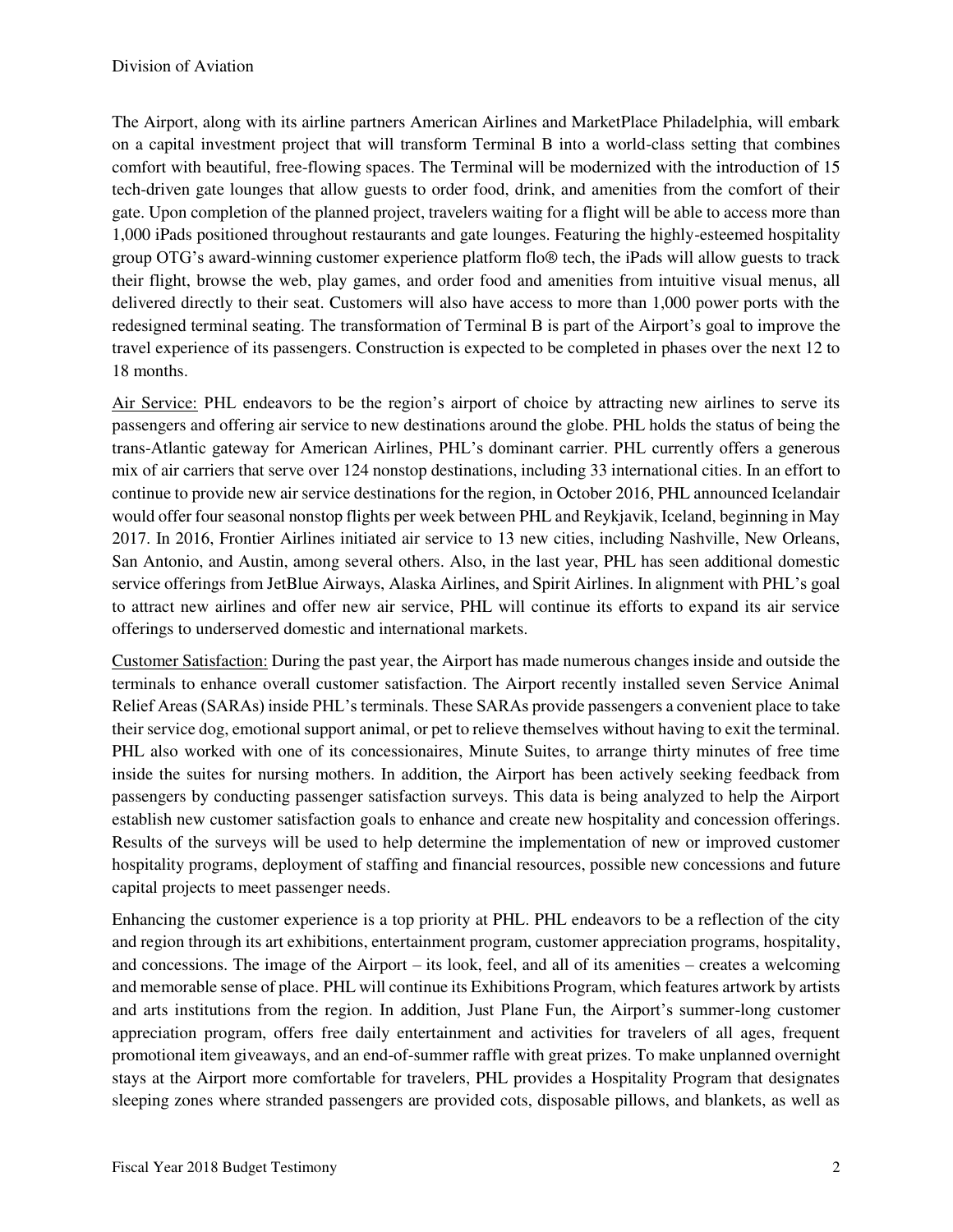The Airport, along with its airline partners American Airlines and MarketPlace Philadelphia, will embark on a capital investment project that will transform Terminal B into a world-class setting that combines comfort with beautiful, free-flowing spaces. The Terminal will be modernized with the introduction of 15 tech-driven gate lounges that allow guests to order food, drink, and amenities from the comfort of their gate. Upon completion of the planned project, travelers waiting for a flight will be able to access more than 1,000 iPads positioned throughout restaurants and gate lounges. Featuring the highly-esteemed hospitality group OTG's award-winning customer experience platform flo® tech, the iPads will allow guests to track their flight, browse the web, play games, and order food and amenities from intuitive visual menus, all delivered directly to their seat. Customers will also have access to more than 1,000 power ports with the redesigned terminal seating. The transformation of Terminal B is part of the Airport's goal to improve the travel experience of its passengers. Construction is expected to be completed in phases over the next 12 to 18 months.

<u>Air Service:</u> PHL endeavors to be the region's airport of choice by attracting new airlines to serve its passengers and offering air service to new destinations around the globe. PHL holds the status of being the trans-Atlantic gateway for American Airlines, PHL's dominant carrier. PHL currently offers a generous mix of air carriers that serve over 124 nonstop destinations, including 33 international cities. In an effort to continue to provide new air service destinations for the region, in October 2016, PHL announced Icelandair would offer four seasonal nonstop flights per week between PHL and Reykjavik, Iceland, beginning in May 2017. In 2016, Frontier Airlines initiated air service to 13 new cities, including Nashville, New Orleans, San Antonio, and Austin, among several others. Also, in the last year, PHL has seen additional domestic service offerings from JetBlue Airways, Alaska Airlines, and Spirit Airlines. In alignment with PHL's goal to attract new airlines and offer new air service, PHL will continue its efforts to expand its air service offerings to underserved domestic and international markets.

<u>Customer Satisfaction:</u> During the past year, the Airport has made numerous changes inside and outside the terminals to enhance overall customer satisfaction. The Airport recently installed seven Service Animal Relief Areas (SARAs) inside PHL's terminals. These SARAs provide passengers a convenient place to take their service dog, emotional support animal, or pet to relieve themselves without having to exit the terminal. PHL also worked with one of its concessionaires, Minute Suites, to arrange thirty minutes of free time inside the suites for nursing mothers. In addition, the Airport has been actively seeking feedback from passengers by conducting passenger satisfaction surveys. This data is being analyzed to help the Airport establish new customer satisfaction goals to enhance and create new hospitality and concession offerings. Results of the surveys will be used to help determine the implementation of new or improved customer hospitality programs, deployment of staffing and financial resources, possible new concessions and future capital projects to meet passenger needs.

Enhancing the customer experience is a top priority at PHL. PHL endeavors to be a reflection of the city and region through its art exhibitions, entertainment program, customer appreciation programs, hospitality, and concessions. The image of the Airport – its look, feel, and all of its amenities – creates a welcoming and memorable sense of place. PHL will continue its Exhibitions Program, which features artwork by artists and arts institutions from the region. In addition, Just Plane Fun, the Airport's summer-long customer appreciation program, offers free daily entertainment and activities for travelers of all ages, frequent promotional item giveaways, and an end-of-summer raffle with great prizes. To make unplanned overnight stays at the Airport more comfortable for travelers, PHL provides a Hospitality Program that designates sleeping zones where stranded passengers are provided cots, disposable pillows, and blankets, as well as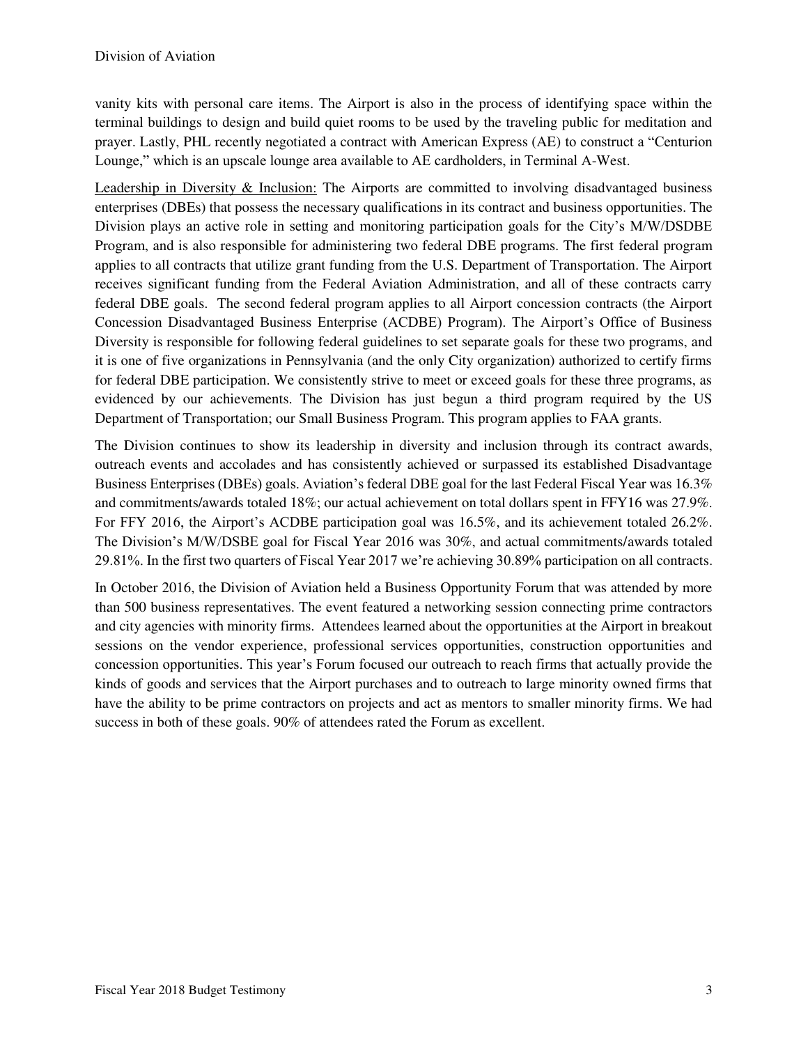vanity kits with personal care items. The Airport is also in the process of identifying space within the terminal buildings to design and build quiet rooms to be used by the traveling public for meditation and prayer. Lastly, PHL recently negotiated a contract with American Express (AE) to construct a "Centurion Lounge," which is an upscale lounge area available to AE cardholders, in Terminal A-West.

Leadership in Diversity & Inclusion: The Airports are committed to involving disadvantaged business enterprises (DBEs) that possess the necessary qualifications in its contract and business opportunities. The Division plays an active role in setting and monitoring participation goals for the City's M/W/DSDBE Program, and is also responsible for administering two federal DBE programs. The first federal program applies to all contracts that utilize grant funding from the U.S. Department of Transportation. The Airport receives significant funding from the Federal Aviation Administration, and all of these contracts carry federal DBE goals. The second federal program applies to all Airport concession contracts (the Airport Concession Disadvantaged Business Enterprise (ACDBE) Program). The Airport's Office of Business Diversity is responsible for following federal guidelines to set separate goals for these two programs, and it is one of five organizations in Pennsylvania (and the only City organization) authorized to certify firms for federal DBE participation. We consistently strive to meet or exceed goals for these three programs, as evidenced by our achievements. The Division has just begun a third program required by the US Department of Transportation; our Small Business Program. This program applies to FAA grants.

The Division continues to show its leadership in diversity and inclusion through its contract awards, outreach events and accolades and has consistently achieved or surpassed its established Disadvantage Business Enterprises (DBEs) goals. Aviation's federal DBE goal for the last Federal Fiscal Year was 16.3% and commitments/awards totaled 18%; our actual achievement on total dollars spent in FFY16 was 27.9%. For FFY 2016, the Airport's ACDBE participation goal was 16.5%, and its achievement totaled 26.2%. The Division's M/W/DSBE goal for Fiscal Year 2016 was 30%, and actual commitments/awards totaled 29.81%. In the first two quarters of Fiscal Year 2017 we're achieving 30.89% participation on all contracts.

In October 2016, the Division of Aviation held a Business Opportunity Forum that was attended by more than 500 business representatives. The event featured a networking session connecting prime contractors and city agencies with minority firms. Attendees learned about the opportunities at the Airport in breakout sessions on the vendor experience, professional services opportunities, construction opportunities and concession opportunities. This year's Forum focused our outreach to reach firms that actually provide the kinds of goods and services that the Airport purchases and to outreach to large minority owned firms that have the ability to be prime contractors on projects and act as mentors to smaller minority firms. We had success in both of these goals. 90% of attendees rated the Forum as excellent.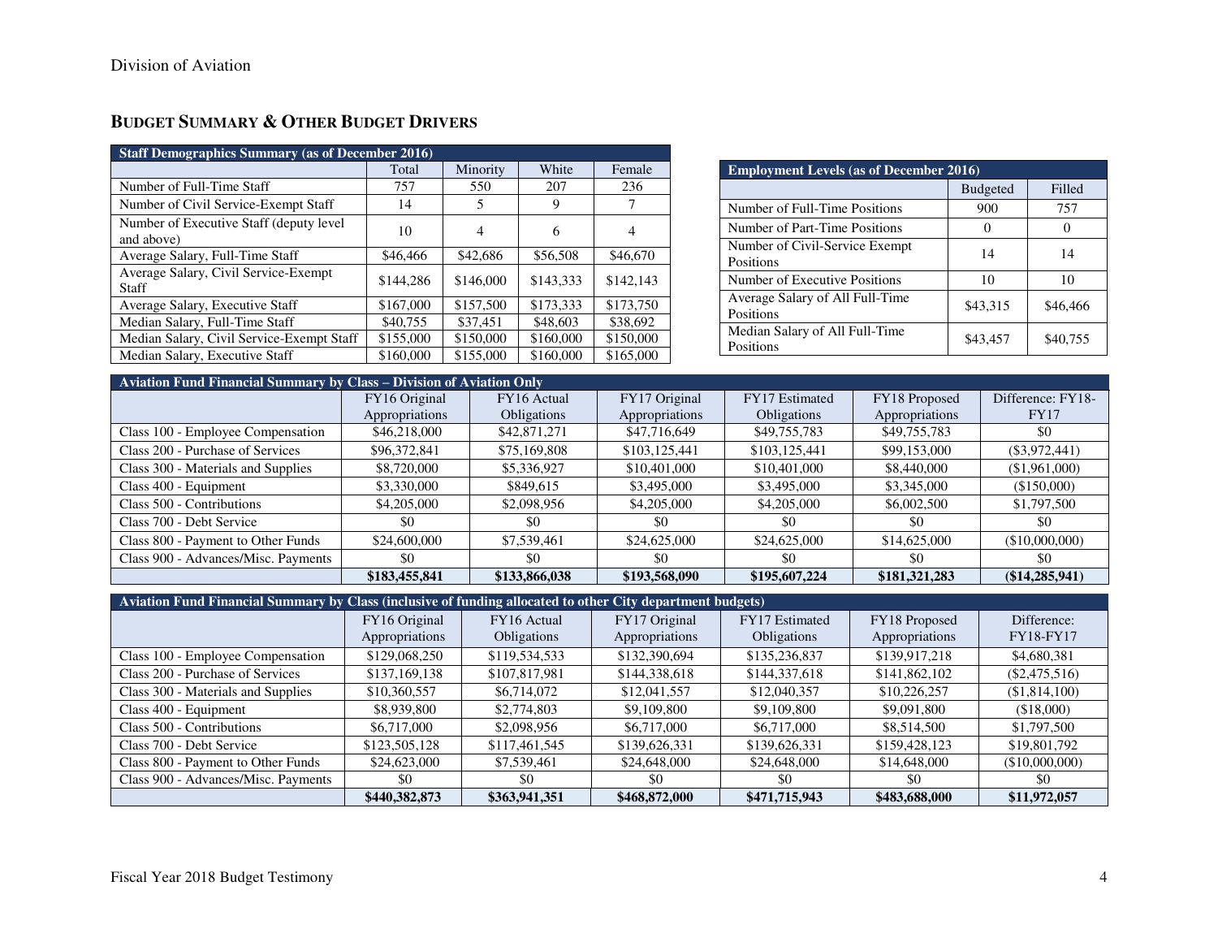Division of Aviation

## BUDGET SUMMARY & OTHER BUDGET DRIVERS

| Staff Demographics Summary (as of December 2016) | | | | |
|---|---|---|---|---|
| | Total | Minority | White | Female |
| Number of Full-Time Staff | 757 | 550 | 207 | 236 |
| Number of Civil Service-Exempt Staff | 14 | 5 | 9 | 7 |
| Number of Executive Staff (deputy level and above) | 10 | 4 | 6 | 4 |
| Average Salary, Full-Time Staff | $46,466 | $42,686 | $56,508 | $46,670 |
| Average Salary, Civil Service-Exempt Staff | $144,286 | $146,000 | $143,333 | $142,143 |
| Average Salary, Executive Staff | $167,000 | $157,500 | $173,333 | $173,750 |
| Median Salary, Full-Time Staff | $40,755 | $37,451 | $48,603 | $38,692 |
| Median Salary, Civil Service-Exempt Staff | $155,000 | $150,000 | $160,000 | $150,000 |
| Median Salary, Executive Staff | $160,000 | $155,000 | $160,000 | $165,000 |

| Employment Levels (as of December 2016) | | |
|---|---|---|
| | Budgeted | Filled |
| Number of Full-Time Positions | 900 | 757 |
| Number of Part-Time Positions | 0 | 0 |
| Number of Civil-Service Exempt Positions | 14 | 14 |
| Number of Executive Positions | 10 | 10 |
| Average Salary of All Full-Time Positions | $43,315 | $46,466 |
| Median Salary of All Full-Time Positions | $43,457 | $40,755 |

| Aviation Fund Financial Summary by Class – Division of Aviation Only | | | | | | |
|---|---|---|---|---|---|---|
| | FY16 Original Appropriations | FY16 Actual Obligations | FY17 Original Appropriations | FY17 Estimated Obligations | FY18 Proposed Appropriations | Difference: FY18-FY17 |
| Class 100 - Employee Compensation | $46,218,000 | $42,871,271 | $47,716,649 | $49,755,783 | $49,755,783 | $0 |
| Class 200 - Purchase of Services | $96,372,841 | $75,169,808 | $103,125,441 | $103,125,441 | $99,153,000 | ($3,972,441) |
| Class 300 - Materials and Supplies | $8,720,000 | $5,336,927 | $10,401,000 | $10,401,000 | $8,440,000 | ($1,961,000) |
| Class 400 - Equipment | $3,330,000 | $849,615 | $3,495,000 | $3,495,000 | $3,345,000 | ($150,000) |
| Class 500 - Contributions | $4,205,000 | $2,098,956 | $4,205,000 | $4,205,000 | $6,002,500 | $1,797,500 |
| Class 700 - Debt Service | $0 | $0 | $0 | $0 | $0 | $0 |
| Class 800 - Payment to Other Funds | $24,600,000 | $7,539,461 | $24,625,000 | $24,625,000 | $14,625,000 | ($10,000,000) |
| Class 900 - Advances/Misc. Payments | $0 | $0 | $0 | $0 | $0 | $0 |
| | **$183,455,841** | **$133,866,038** | **$193,568,090** | **$195,607,224** | **$181,321,283** | **($14,285,941)** |

| Aviation Fund Financial Summary by Class (inclusive of funding allocated to other City department budgets) | | | | | | |
|---|---|---|---|---|---|---|
| | FY16 Original Appropriations | FY16 Actual Obligations | FY17 Original Appropriations | FY17 Estimated Obligations | FY18 Proposed Appropriations | Difference: FY18-FY17 |
| Class 100 - Employee Compensation | $129,068,250 | $119,534,533 | $132,390,694 | $135,236,837 | $139,917,218 | $4,680,381 |
| Class 200 - Purchase of Services | $137,169,138 | $107,817,981 | $144,338,618 | $144,337,618 | $141,862,102 | ($2,475,516) |
| Class 300 - Materials and Supplies | $10,360,557 | $6,714,072 | $12,041,557 | $12,040,357 | $10,226,257 | ($1,814,100) |
| Class 400 - Equipment | $8,939,800 | $2,774,803 | $9,109,800 | $9,109,800 | $9,091,800 | ($18,000) |
| Class 500 - Contributions | $6,717,000 | $2,098,956 | $6,717,000 | $6,717,000 | $8,514,500 | $1,797,500 |
| Class 700 - Debt Service | $123,505,128 | $117,461,545 | $139,626,331 | $139,626,331 | $159,428,123 | $19,801,792 |
| Class 800 - Payment to Other Funds | $24,623,000 | $7,539,461 | $24,648,000 | $24,648,000 | $14,648,000 | ($10,000,000) |
| Class 900 - Advances/Misc. Payments | $0 | $0 | $0 | $0 | $0 | $0 |
| | **$440,382,873** | **$363,941,351** | **$468,872,000** | **$471,715,943** | **$483,688,000** | **$11,972,057** |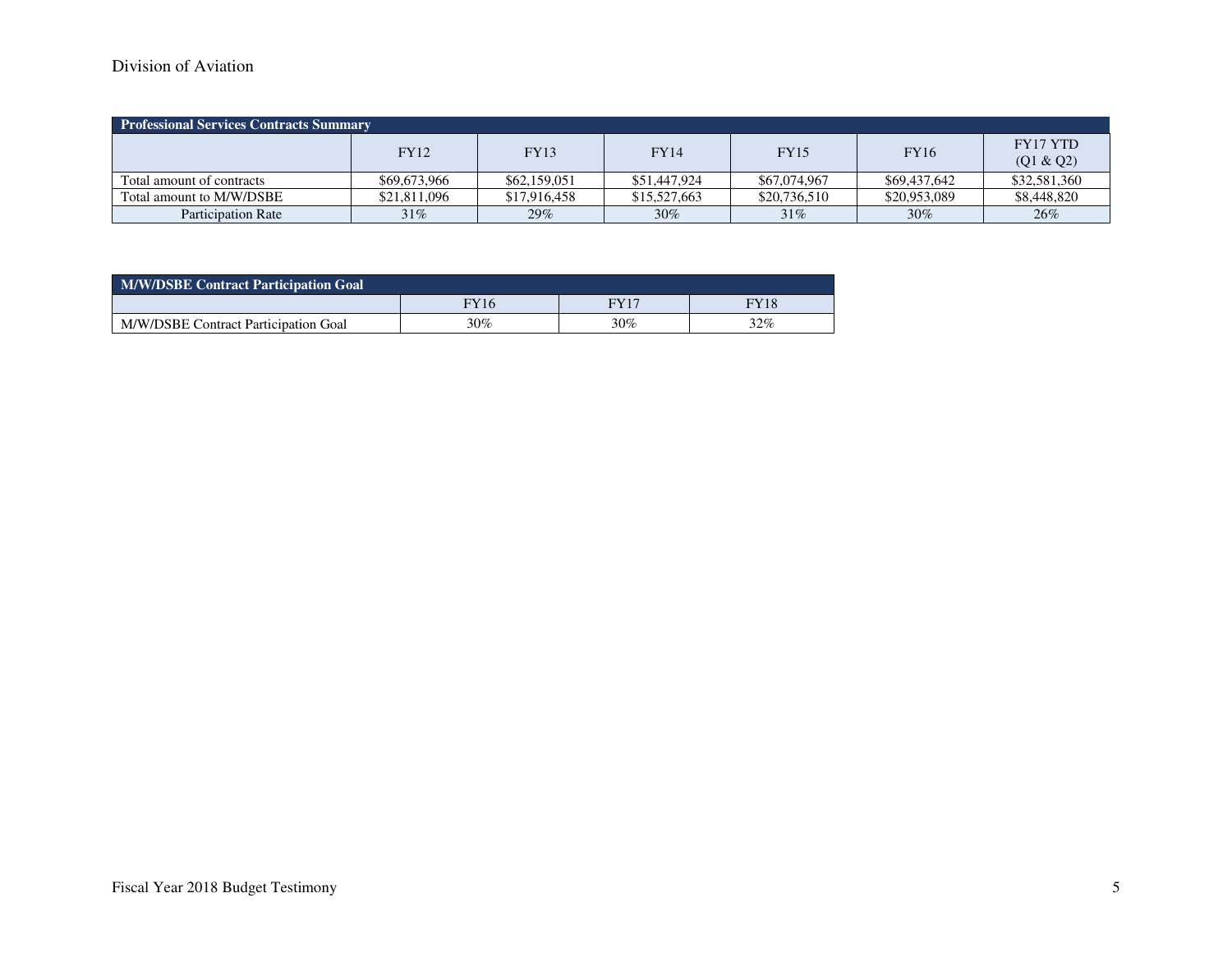| Professional Services Contracts Summary | | | | | | |
|---|---|---|---|---|---|---|
| | FY12 | FY13 | FY14 | FY15 | FY16 | FY17 YTD (Q1 & Q2) |
| Total amount of contracts | $69,673,966 | $62,159,051 | $51,447,924 | $67,074,967 | $69,437,642 | $32,581,360 |
| Total amount to M/W/DSBE | $21,811,096 | $17,916,458 | $15,527,663 | $20,736,510 | $20,953,089 | $8,448,820 |
| Participation Rate | 31% | 29% | 30% | 31% | 30% | 26% |

| M/W/DSBE Contract Participation Goal | | | |
|---|---|---|---|
| | FY16 | FY17 | FY18 |
| M/W/DSBE Contract Participation Goal | 30% | 30% | 32% |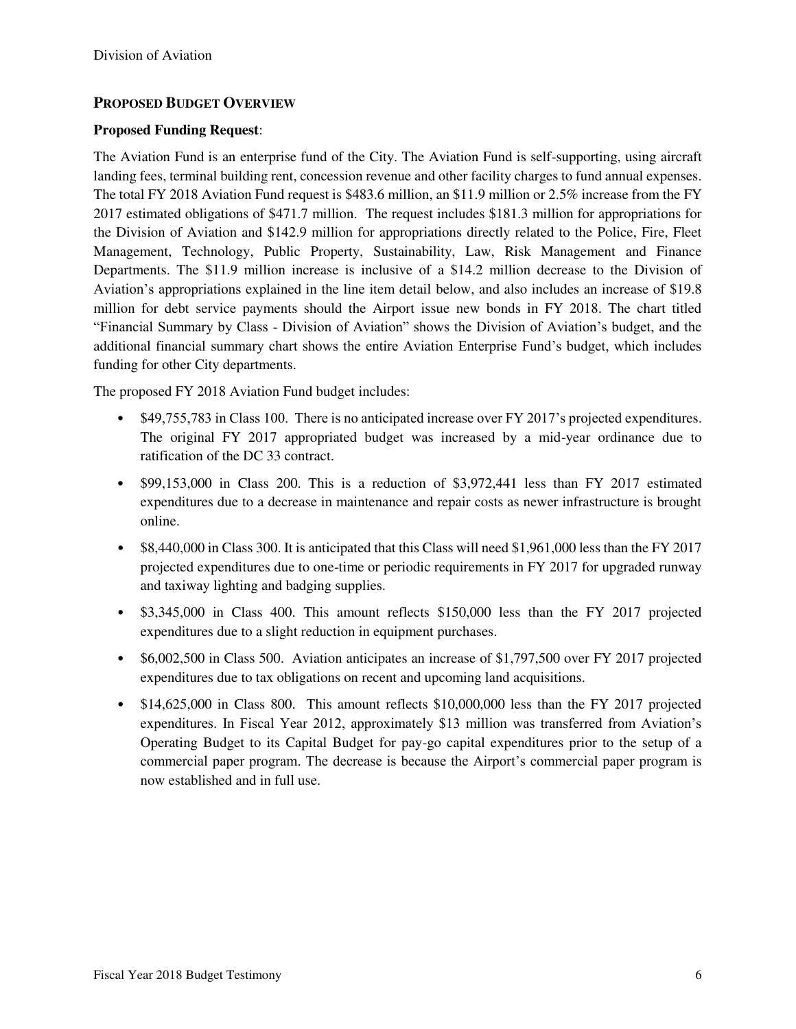## PROPOSED BUDGET OVERVIEW

**Proposed Funding Request**:

The Aviation Fund is an enterprise fund of the City. The Aviation Fund is self-supporting, using aircraft landing fees, terminal building rent, concession revenue and other facility charges to fund annual expenses. The total FY 2018 Aviation Fund request is $483.6 million, an $11.9 million or 2.5% increase from the FY 2017 estimated obligations of $471.7 million. The request includes $181.3 million for appropriations for the Division of Aviation and $142.9 million for appropriations directly related to the Police, Fire, Fleet Management, Technology, Public Property, Sustainability, Law, Risk Management and Finance Departments. The $11.9 million increase is inclusive of a $14.2 million decrease to the Division of Aviation's appropriations explained in the line item detail below, and also includes an increase of $19.8 million for debt service payments should the Airport issue new bonds in FY 2018. The chart titled "Financial Summary by Class - Division of Aviation" shows the Division of Aviation's budget, and the additional financial summary chart shows the entire Aviation Enterprise Fund's budget, which includes funding for other City departments.

The proposed FY 2018 Aviation Fund budget includes:

- $49,755,783 in Class 100. There is no anticipated increase over FY 2017's projected expenditures. The original FY 2017 appropriated budget was increased by a mid-year ordinance due to ratification of the DC 33 contract.
- $99,153,000 in Class 200. This is a reduction of $3,972,441 less than FY 2017 estimated expenditures due to a decrease in maintenance and repair costs as newer infrastructure is brought online.
- $8,440,000 in Class 300. It is anticipated that this Class will need $1,961,000 less than the FY 2017 projected expenditures due to one-time or periodic requirements in FY 2017 for upgraded runway and taxiway lighting and badging supplies.
- $3,345,000 in Class 400. This amount reflects $150,000 less than the FY 2017 projected expenditures due to a slight reduction in equipment purchases.
- $6,002,500 in Class 500. Aviation anticipates an increase of $1,797,500 over FY 2017 projected expenditures due to tax obligations on recent and upcoming land acquisitions.
- $14,625,000 in Class 800. This amount reflects $10,000,000 less than the FY 2017 projected expenditures. In Fiscal Year 2012, approximately $13 million was transferred from Aviation's Operating Budget to its Capital Budget for pay-go capital expenditures prior to the setup of a commercial paper program. The decrease is because the Airport's commercial paper program is now established and in full use.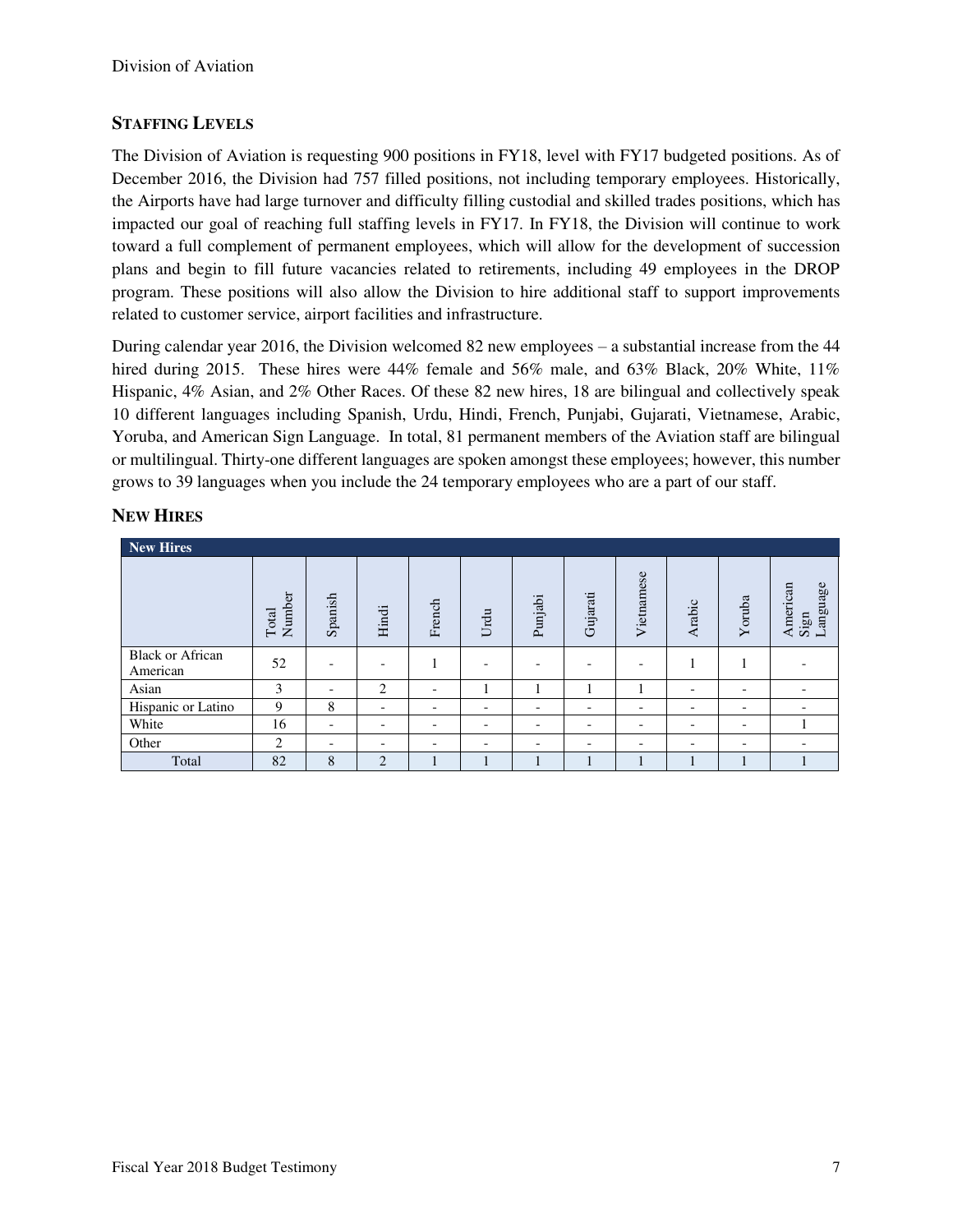## STAFFING LEVELS

The Division of Aviation is requesting 900 positions in FY18, level with FY17 budgeted positions. As of December 2016, the Division had 757 filled positions, not including temporary employees. Historically, the Airports have had large turnover and difficulty filling custodial and skilled trades positions, which has impacted our goal of reaching full staffing levels in FY17. In FY18, the Division will continue to work toward a full complement of permanent employees, which will allow for the development of succession plans and begin to fill future vacancies related to retirements, including 49 employees in the DROP program. These positions will also allow the Division to hire additional staff to support improvements related to customer service, airport facilities and infrastructure.

During calendar year 2016, the Division welcomed 82 new employees – a substantial increase from the 44 hired during 2015. These hires were 44% female and 56% male, and 63% Black, 20% White, 11% Hispanic, 4% Asian, and 2% Other Races. Of these 82 new hires, 18 are bilingual and collectively speak 10 different languages including Spanish, Urdu, Hindi, French, Punjabi, Gujarati, Vietnamese, Arabic, Yoruba, and American Sign Language. In total, 81 permanent members of the Aviation staff are bilingual or multilingual. Thirty-one different languages are spoken amongst these employees; however, this number grows to 39 languages when you include the 24 temporary employees who are a part of our staff.

## NEW HIRES

| New Hires | Total Number | Spanish | Hindi | French | Urdu | Punjabi | Gujarati | Vietnamese | Arabic | Yoruba | American Sign Language |
|---|---|---|---|---|---|---|---|---|---|---|---|
| Black or African American | 52 | - | - | 1 | - | - | - | - | 1 | 1 | - |
| Asian | 3 | - | 2 | - | 1 | 1 | 1 | 1 | - | - | - |
| Hispanic or Latino | 9 | 8 | - | - | - | - | - | - | - | - | - |
| White | 16 | - | - | - | - | - | - | - | - | - | 1 |
| Other | 2 | - | - | - | - | - | - | - | - | - | - |
| Total | 82 | 8 | 2 | 1 | 1 | 1 | 1 | 1 | 1 | 1 | 1 |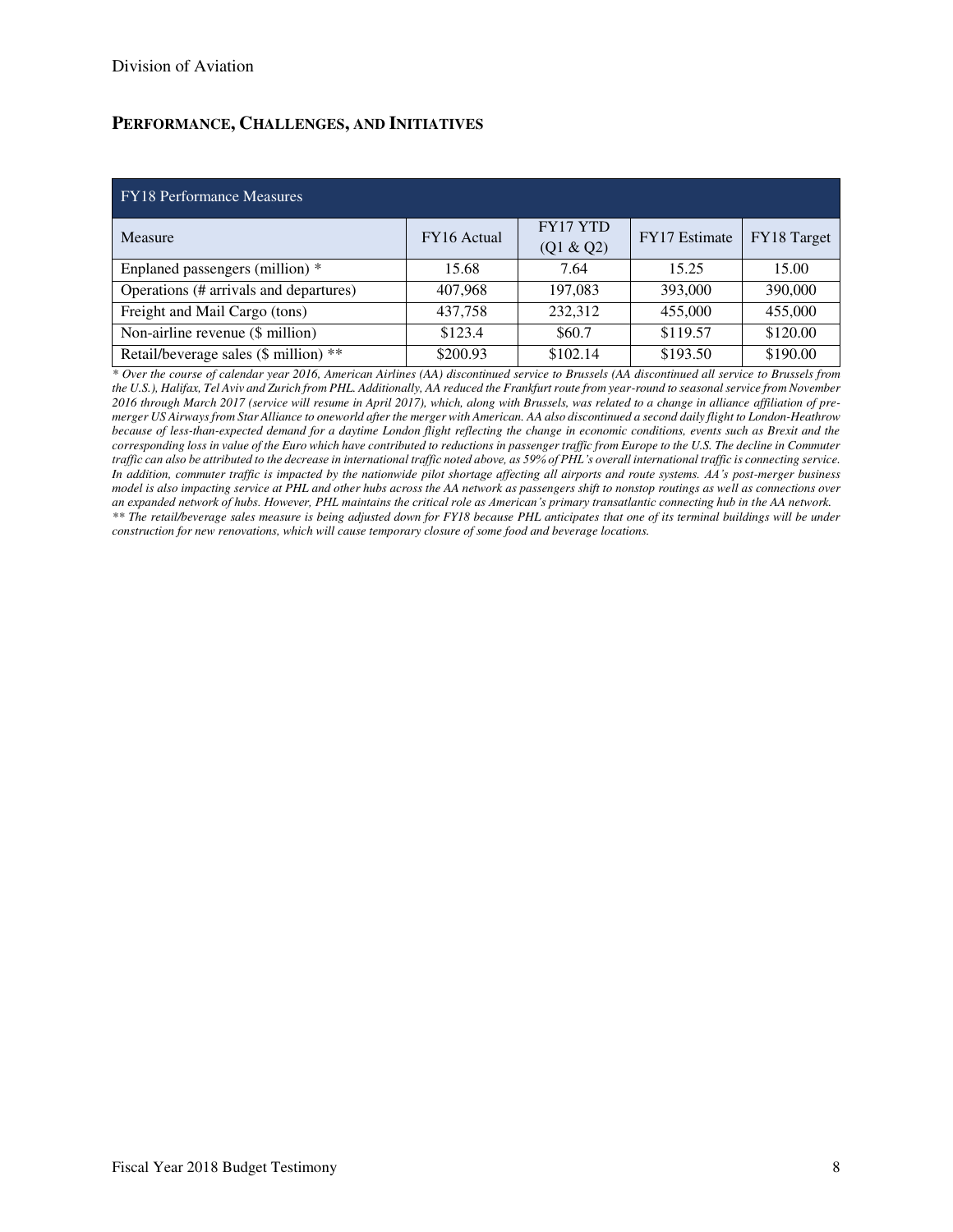## PERFORMANCE, CHALLENGES, AND INITIATIVES

| FY18 Performance Measures | | | | |
|---|---|---|---|---|
| Measure | FY16 Actual | FY17 YTD (Q1 & Q2) | FY17 Estimate | FY18 Target |
| Enplaned passengers (million) * | 15.68 | 7.64 | 15.25 | 15.00 |
| Operations (# arrivals and departures) | 407,968 | 197,083 | 393,000 | 390,000 |
| Freight and Mail Cargo (tons) | 437,758 | 232,312 | 455,000 | 455,000 |
| Non-airline revenue ($ million) | $123.4 | $60.7 | $119.57 | $120.00 |
| Retail/beverage sales ($ million) ** | $200.93 | $102.14 | $193.50 | $190.00 |

*\* Over the course of calendar year 2016, American Airlines (AA) discontinued service to Brussels (AA discontinued all service to Brussels from the U.S.), Halifax, Tel Aviv and Zurich from PHL. Additionally, AA reduced the Frankfurt route from year-round to seasonal service from November 2016 through March 2017 (service will resume in April 2017), which, along with Brussels, was related to a change in alliance affiliation of pre-merger US Airways from Star Alliance to oneworld after the merger with American. AA also discontinued a second daily flight to London-Heathrow because of less-than-expected demand for a daytime London flight reflecting the change in economic conditions, events such as Brexit and the corresponding loss in value of the Euro which have contributed to reductions in passenger traffic from Europe to the U.S. The decline in Commuter traffic can also be attributed to the decrease in international traffic noted above, as 59% of PHL's overall international traffic is connecting service. In addition, commuter traffic is impacted by the nationwide pilot shortage affecting all airports and route systems. AA's post-merger business model is also impacting service at PHL and other hubs across the AA network as passengers shift to nonstop routings as well as connections over an expanded network of hubs. However, PHL maintains the critical role as American's primary transatlantic connecting hub in the AA network.*

*\*\* The retail/beverage sales measure is being adjusted down for FY18 because PHL anticipates that one of its terminal buildings will be under construction for new renovations, which will cause temporary closure of some food and beverage locations.*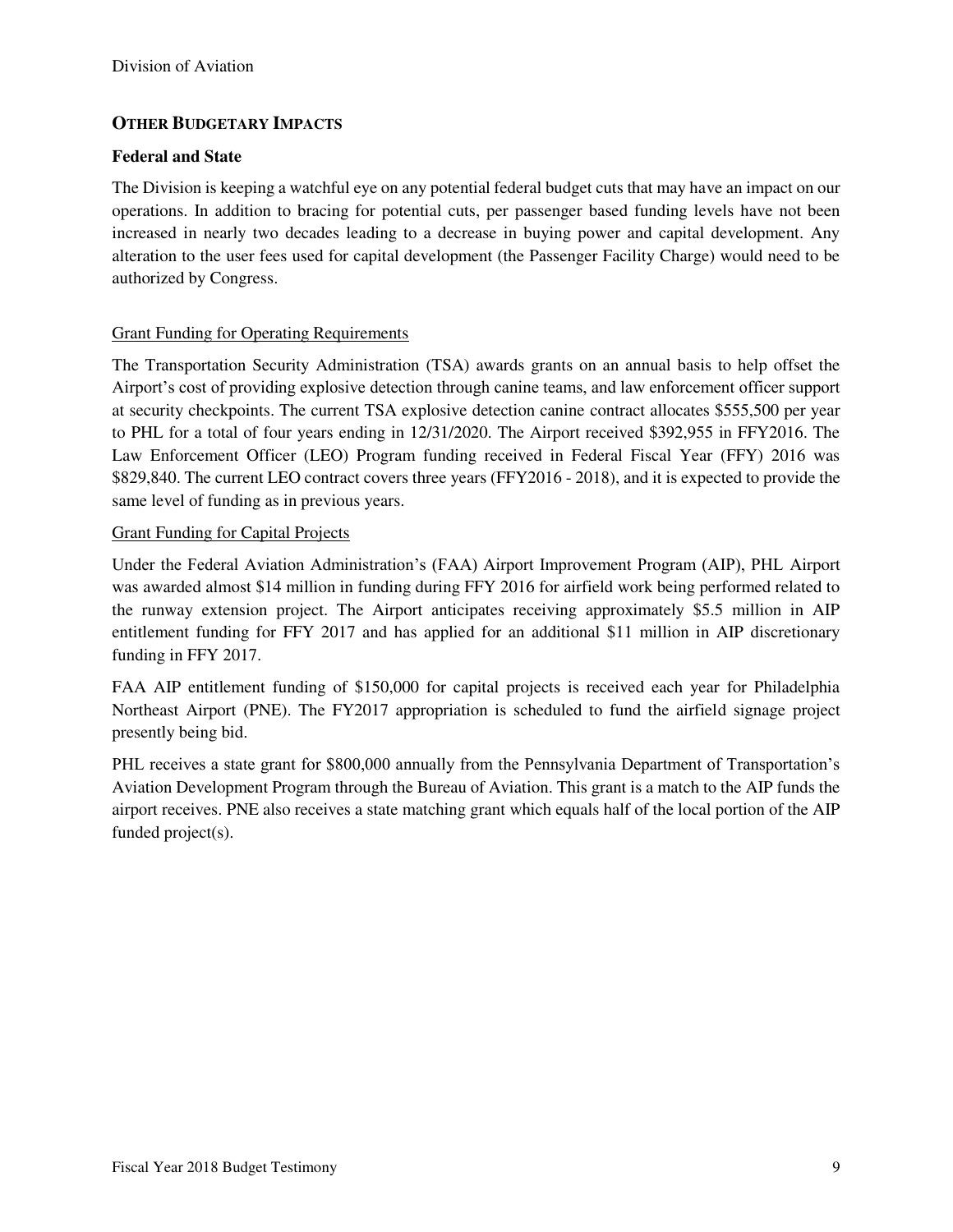## OTHER BUDGETARY IMPACTS

### Federal and State

The Division is keeping a watchful eye on any potential federal budget cuts that may have an impact on our operations. In addition to bracing for potential cuts, per passenger based funding levels have not been increased in nearly two decades leading to a decrease in buying power and capital development. Any alteration to the user fees used for capital development (the Passenger Facility Charge) would need to be authorized by Congress.

<u>Grant Funding for Operating Requirements</u>

The Transportation Security Administration (TSA) awards grants on an annual basis to help offset the Airport's cost of providing explosive detection through canine teams, and law enforcement officer support at security checkpoints. The current TSA explosive detection canine contract allocates $555,500 per year to PHL for a total of four years ending in 12/31/2020. The Airport received $392,955 in FFY2016. The Law Enforcement Officer (LEO) Program funding received in Federal Fiscal Year (FFY) 2016 was $829,840. The current LEO contract covers three years (FFY2016 - 2018), and it is expected to provide the same level of funding as in previous years.

<u>Grant Funding for Capital Projects</u>

Under the Federal Aviation Administration's (FAA) Airport Improvement Program (AIP), PHL Airport was awarded almost $14 million in funding during FFY 2016 for airfield work being performed related to the runway extension project. The Airport anticipates receiving approximately $5.5 million in AIP entitlement funding for FFY 2017 and has applied for an additional $11 million in AIP discretionary funding in FFY 2017.

FAA AIP entitlement funding of $150,000 for capital projects is received each year for Philadelphia Northeast Airport (PNE). The FY2017 appropriation is scheduled to fund the airfield signage project presently being bid.

PHL receives a state grant for $800,000 annually from the Pennsylvania Department of Transportation's Aviation Development Program through the Bureau of Aviation. This grant is a match to the AIP funds the airport receives. PNE also receives a state matching grant which equals half of the local portion of the AIP funded project(s).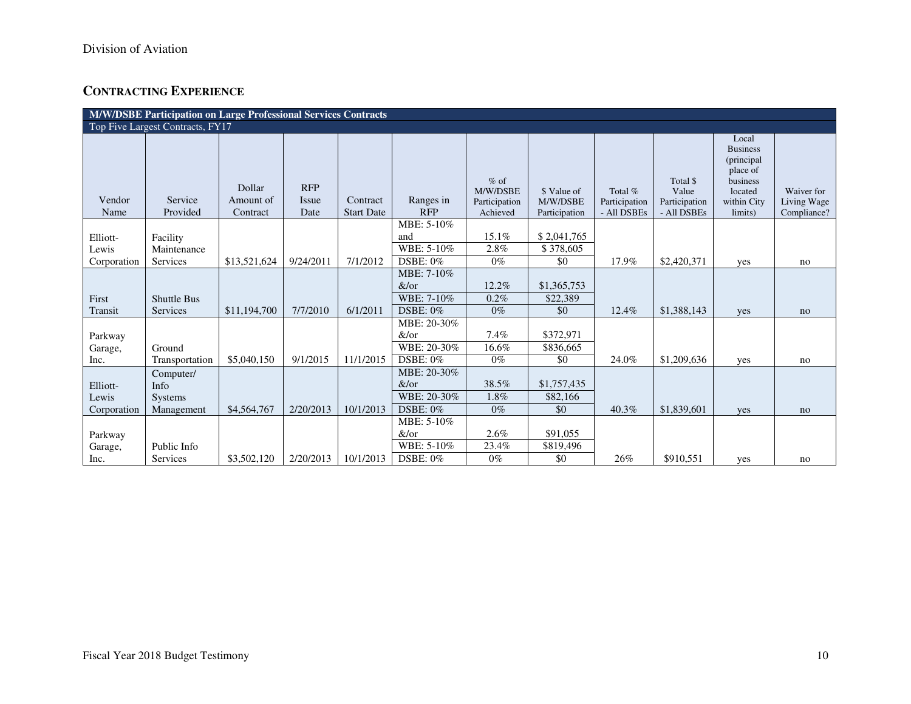## CONTRACTING EXPERIENCE

| M/W/DSBE Participation on Large Professional Services Contracts | | | | | | | | | | | |
|---|---|---|---|---|---|---|---|---|---|---|---|
| Top Five Largest Contracts, FY17 | | | | | | | | | | | |
| Vendor Name | Service Provided | Dollar Amount of Contract | RFP Issue Date | Contract Start Date | Ranges in RFP | % of M/W/DSBE Participation Achieved | $ Value of M/W/DSBE Participation | Total % Participation - All DSBEs | Total $ Value Participation - All DSBEs | Local Business (principal place of business located within City limits) | Waiver for Living Wage Compliance? |
| Elliott-Lewis Corporation | Facility Maintenance Services | $13,521,624 | 9/24/2011 | 7/1/2012 | MBE: 5-10% and | 15.1% | $ 2,041,765 | 17.9% | $2,420,371 | yes | no |
| | | | | | WBE: 5-10% | 2.8% | $ 378,605 | | | | |
| | | | | | DSBE: 0% | 0% | $0 | | | | |
| First Transit | Shuttle Bus Services | $11,194,700 | 7/7/2010 | 6/1/2011 | MBE: 7-10% &/or | 12.2% | $1,365,753 | 12.4% | $1,388,143 | yes | no |
| | | | | | WBE: 7-10% | 0.2% | $22,389 | | | | |
| | | | | | DSBE: 0% | 0% | $0 | | | | |
| Parkway Garage, Inc. | Ground Transportation | $5,040,150 | 9/1/2015 | 11/1/2015 | MBE: 20-30% &/or | 7.4% | $372,971 | 24.0% | $1,209,636 | yes | no |
| | | | | | WBE: 20-30% | 16.6% | $836,665 | | | | |
| | | | | | DSBE: 0% | 0% | $0 | | | | |
| Elliott-Lewis Corporation | Computer/ Info Systems Management | $4,564,767 | 2/20/2013 | 10/1/2013 | MBE: 20-30% &/or | 38.5% | $1,757,435 | 40.3% | $1,839,601 | yes | no |
| | | | | | WBE: 20-30% | 1.8% | $82,166 | | | | |
| | | | | | DSBE: 0% | 0% | $0 | | | | |
| Parkway Garage, Inc. | Public Info Services | $3,502,120 | 2/20/2013 | 10/1/2013 | MBE: 5-10% &/or | 2.6% | $91,055 | 26% | $910,551 | yes | no |
| | | | | | WBE: 5-10% | 23.4% | $819,496 | | | | |
| | | | | | DSBE: 0% | 0% | $0 | | | | |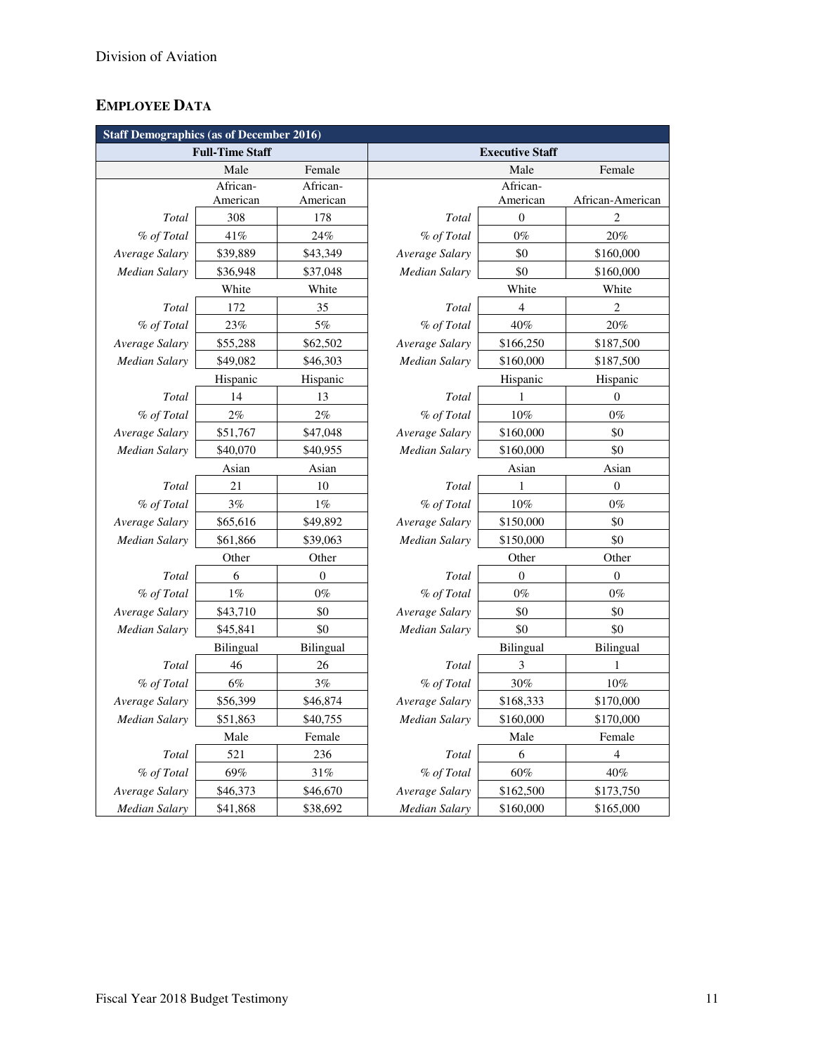Division of Aviation

## EMPLOYEE DATA

| Staff Demographics (as of December 2016) | | | | | |
|---|---|---|---|---|---|
| Full-Time Staff | | | Executive Staff | | |
| | Male | Female | | Male | Female |
| | African-American | African-American | | African-American | African-American |
| *Total* | 308 | 178 | *Total* | 0 | 2 |
| *% of Total* | 41% | 24% | *% of Total* | 0% | 20% |
| *Average Salary* | $39,889 | $43,349 | *Average Salary* | $0 | $160,000 |
| *Median Salary* | $36,948 | $37,048 | *Median Salary* | $0 | $160,000 |
| | White | White | | White | White |
| *Total* | 172 | 35 | *Total* | 4 | 2 |
| *% of Total* | 23% | 5% | *% of Total* | 40% | 20% |
| *Average Salary* | $55,288 | $62,502 | *Average Salary* | $166,250 | $187,500 |
| *Median Salary* | $49,082 | $46,303 | *Median Salary* | $160,000 | $187,500 |
| | Hispanic | Hispanic | | Hispanic | Hispanic |
| *Total* | 14 | 13 | *Total* | 1 | 0 |
| *% of Total* | 2% | 2% | *% of Total* | 10% | 0% |
| *Average Salary* | $51,767 | $47,048 | *Average Salary* | $160,000 | $0 |
| *Median Salary* | $40,070 | $40,955 | *Median Salary* | $160,000 | $0 |
| | Asian | Asian | | Asian | Asian |
| *Total* | 21 | 10 | *Total* | 1 | 0 |
| *% of Total* | 3% | 1% | *% of Total* | 10% | 0% |
| *Average Salary* | $65,616 | $49,892 | *Average Salary* | $150,000 | $0 |
| *Median Salary* | $61,866 | $39,063 | *Median Salary* | $150,000 | $0 |
| | Other | Other | | Other | Other |
| *Total* | 6 | 0 | *Total* | 0 | 0 |
| *% of Total* | 1% | 0% | *% of Total* | 0% | 0% |
| *Average Salary* | $43,710 | $0 | *Average Salary* | $0 | $0 |
| *Median Salary* | $45,841 | $0 | *Median Salary* | $0 | $0 |
| | Bilingual | Bilingual | | Bilingual | Bilingual |
| *Total* | 46 | 26 | *Total* | 3 | 1 |
| *% of Total* | 6% | 3% | *% of Total* | 30% | 10% |
| *Average Salary* | $56,399 | $46,874 | *Average Salary* | $168,333 | $170,000 |
| *Median Salary* | $51,863 | $40,755 | *Median Salary* | $160,000 | $170,000 |
| | Male | Female | | Male | Female |
| *Total* | 521 | 236 | *Total* | 6 | 4 |
| *% of Total* | 69% | 31% | *% of Total* | 60% | 40% |
| *Average Salary* | $46,373 | $46,670 | *Average Salary* | $162,500 | $173,750 |
| *Median Salary* | $41,868 | $38,692 | *Median Salary* | $160,000 | $165,000 |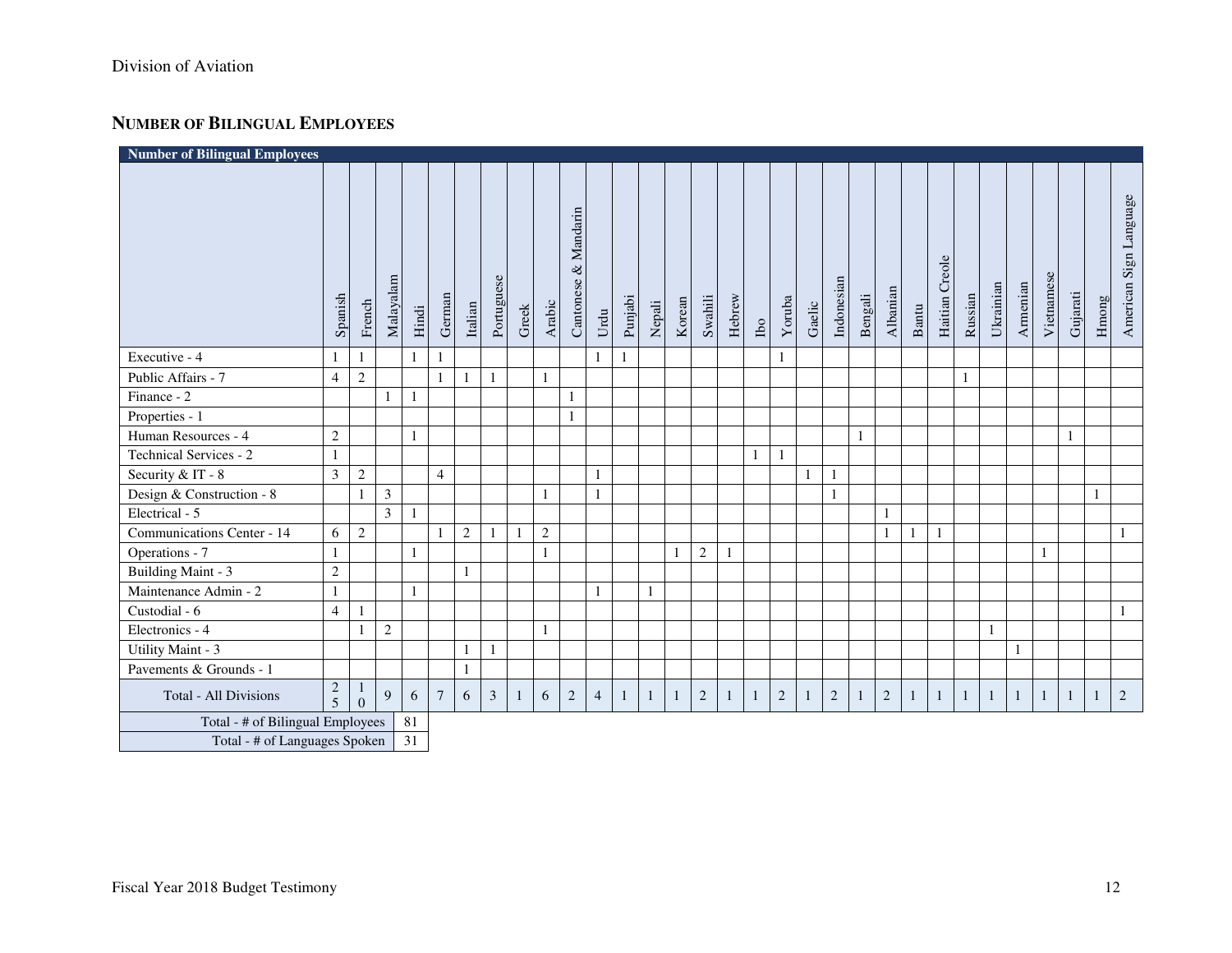## NUMBER OF BILINGUAL EMPLOYEES

| Number of Bilingual Employees | Spanish | French | Malayalam | Hindi | German | Italian | Portuguese | Greek | Arabic | Cantonese & Mandarin | Urdu | Punjabi | Nepali | Korean | Swahili | Hebrew | Ibo | Yoruba | Gaelic | Indonesian | Bengali | Albanian | Bantu | Haitian Creole | Russian | Ukrainian | Armenian | Vietnamese | Gujarati | Hmong | American Sign Language |
|---|---|---|---|---|---|---|---|---|---|---|---|---|---|---|---|---|---|---|---|---|---|---|---|---|---|---|---|---|---|---|---|
| Executive - 4 | 1 | 1 | | 1 | 1 | | | | | | 1 | 1 | | | | | | 1 | | | | | | | | | | | | | |
| Public Affairs - 7 | 4 | 2 | | | 1 | 1 | 1 | | 1 | | | | | | | | | | | | | | | | 1 | | | | | | |
| Finance - 2 | | | 1 | 1 | | | | | | 1 | | | | | | | | | | | | | | | | | | | | | |
| Properties - 1 | | | | | | | | | | 1 | | | | | | | | | | | | | | | | | | | | | |
| Human Resources - 4 | 2 | | | 1 | | | | | | | | | | | | | | | | | 1 | | | | | | | | 1 | | |
| Technical Services - 2 | 1 | | | | | | | | | | | | | | | | 1 | 1 | | | | | | | | | | | | | |
| Security & IT - 8 | 3 | 2 | | | 4 | | | | | | 1 | | | | | | | | 1 | 1 | | | | | | | | | | | |
| Design & Construction - 8 | | 1 | 3 | | | | | | 1 | | 1 | | | | | | | | | 1 | | | | | | | | | | 1 | |
| Electrical - 5 | | | 3 | 1 | | | | | | | | | | | | | | | | | | 1 | | | | | | | | | |
| Communications Center - 14 | 6 | 2 | | | 1 | 2 | 1 | 1 | 2 | | | | | | | | | | | | | 1 | 1 | 1 | | | | | | | 1 |
| Operations - 7 | 1 | | | 1 | | | | | 1 | | | | | 1 | 2 | 1 | | | | | | | | | | | | 1 | | | |
| Building Maint - 3 | 2 | | | | | 1 | | | | | | | | | | | | | | | | | | | | | | | | | |
| Maintenance Admin - 2 | 1 | | | 1 | | | | | | | 1 | | 1 | | | | | | | | | | | | | | | | | | |
| Custodial - 6 | 4 | 1 | | | | | | | | | | | | | | | | | | | | | | | | | | | | | 1 |
| Electronics - 4 | | 1 | 2 | | | | | | 1 | | | | | | | | | | | | | | | | | 1 | | | | | |
| Utility Maint - 3 | | | | | | 1 | 1 | | | | | | | | | | | | | | | | | | | | 1 | | | | |
| Pavements & Grounds - 1 | | | | | | 1 | | | | | | | | | | | | | | | | | | | | | | | | | |
| Total - All Divisions | 25 | 10 | 9 | 6 | 7 | 6 | 3 | 1 | 6 | 2 | 4 | 1 | 1 | 1 | 2 | 1 | 1 | 2 | 1 | 2 | 1 | 2 | 1 | 1 | 1 | 1 | 1 | 1 | 1 | 1 | 2 |

| | |
|---|---|
| Total - # of Bilingual Employees | 81 |
| Total - # of Languages Spoken | 31 |